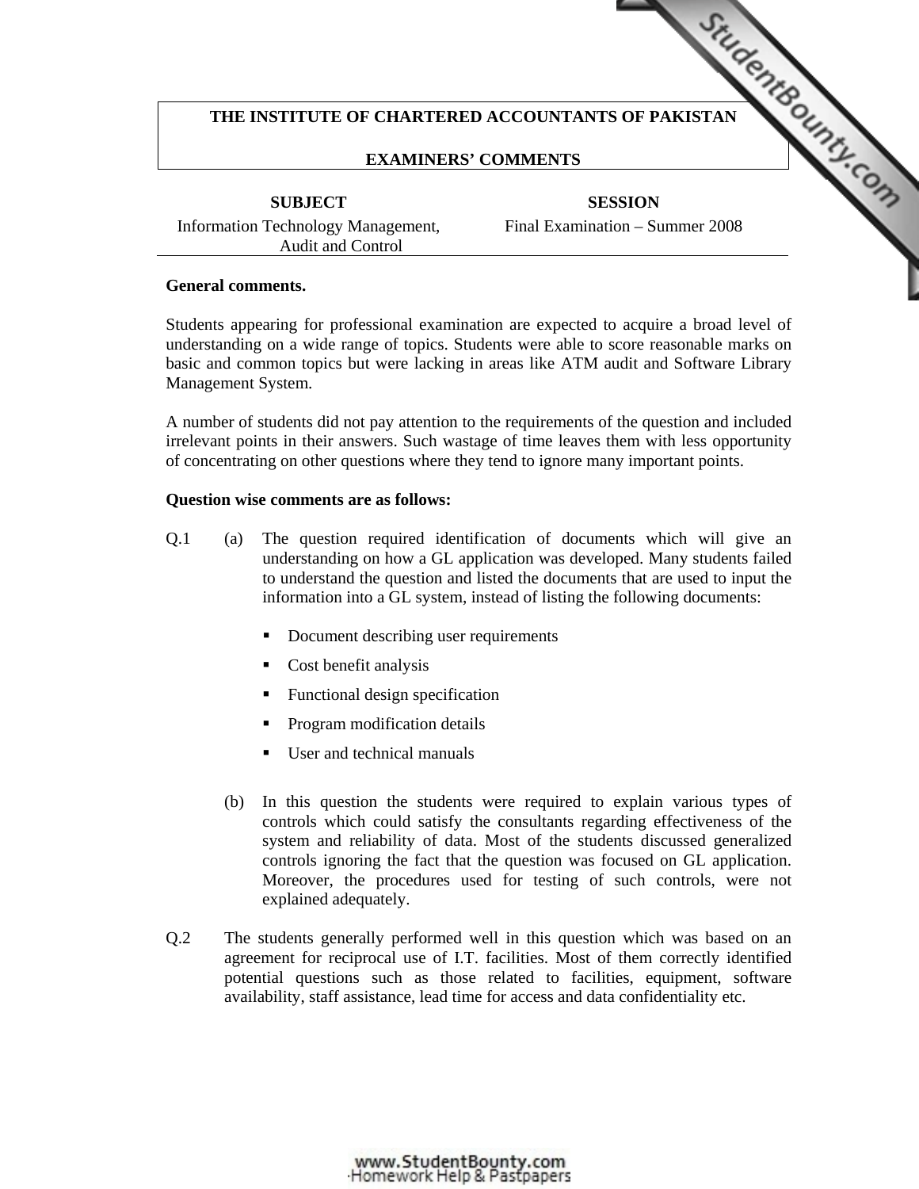# THE INSTITUTE OF CHARTERED ACCOUNTANTS OF PAKISTAN

## EXAMINERS' COMMENTS

| SUBJECT | SESSION |
|---|---|
| Information Technology Management, Audit and Control | Final Examination – Summer 2008 |

**General comments.**

Students appearing for professional examination are expected to acquire a broad level of understanding on a wide range of topics. Students were able to score reasonable marks on basic and common topics but were lacking in areas like ATM audit and Software Library Management System.

A number of students did not pay attention to the requirements of the question and included irrelevant points in their answers. Such wastage of time leaves them with less opportunity of concentrating on other questions where they tend to ignore many important points.

**Question wise comments are as follows:**

Q.1 (a) The question required identification of documents which will give an understanding on how a GL application was developed. Many students failed to understand the question and listed the documents that are used to input the information into a GL system, instead of listing the following documents:

- Document describing user requirements
- Cost benefit analysis
- Functional design specification
- Program modification details
- User and technical manuals

(b) In this question the students were required to explain various types of controls which could satisfy the consultants regarding effectiveness of the system and reliability of data. Most of the students discussed generalized controls ignoring the fact that the question was focused on GL application. Moreover, the procedures used for testing of such controls, were not explained adequately.

Q.2 The students generally performed well in this question which was based on an agreement for reciprocal use of I.T. facilities. Most of them correctly identified potential questions such as those related to facilities, equipment, software availability, staff assistance, lead time for access and data confidentiality etc.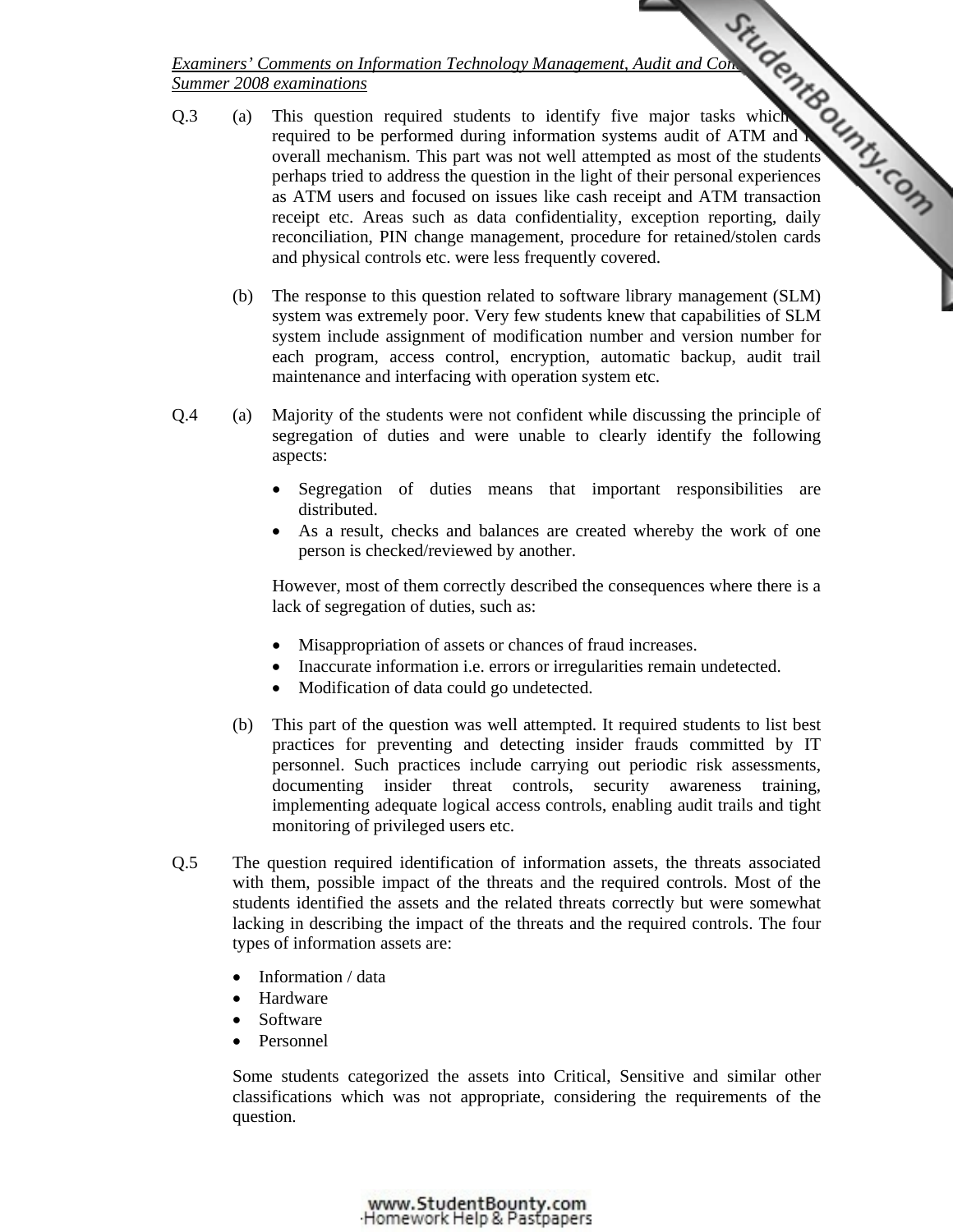Q.3 (a) This question required students to identify five major tasks which are required to be performed during information systems audit of ATM and its overall mechanism. This part was not well attempted as most of the students perhaps tried to address the question in the light of their personal experiences as ATM users and focused on issues like cash receipt and ATM transaction receipt etc. Areas such as data confidentiality, exception reporting, daily reconciliation, PIN change management, procedure for retained/stolen cards and physical controls etc. were less frequently covered.

(b) The response to this question related to software library management (SLM) system was extremely poor. Very few students knew that capabilities of SLM system include assignment of modification number and version number for each program, access control, encryption, automatic backup, audit trail maintenance and interfacing with operation system etc.

Q.4 (a) Majority of the students were not confident while discussing the principle of segregation of duties and were unable to clearly identify the following aspects:

- Segregation of duties means that important responsibilities are distributed.
- As a result, checks and balances are created whereby the work of one person is checked/reviewed by another.

However, most of them correctly described the consequences where there is a lack of segregation of duties, such as:

- Misappropriation of assets or chances of fraud increases.
- Inaccurate information i.e. errors or irregularities remain undetected.
- Modification of data could go undetected.

(b) This part of the question was well attempted. It required students to list best practices for preventing and detecting insider frauds committed by IT personnel. Such practices include carrying out periodic risk assessments, documenting insider threat controls, security awareness training, implementing adequate logical access controls, enabling audit trails and tight monitoring of privileged users etc.

Q.5 The question required identification of information assets, the threats associated with them, possible impact of the threats and the required controls. Most of the students identified the assets and the related threats correctly but were somewhat lacking in describing the impact of the threats and the required controls. The four types of information assets are:

- Information / data
- Hardware
- Software
- Personnel

Some students categorized the assets into Critical, Sensitive and similar other classifications which was not appropriate, considering the requirements of the question.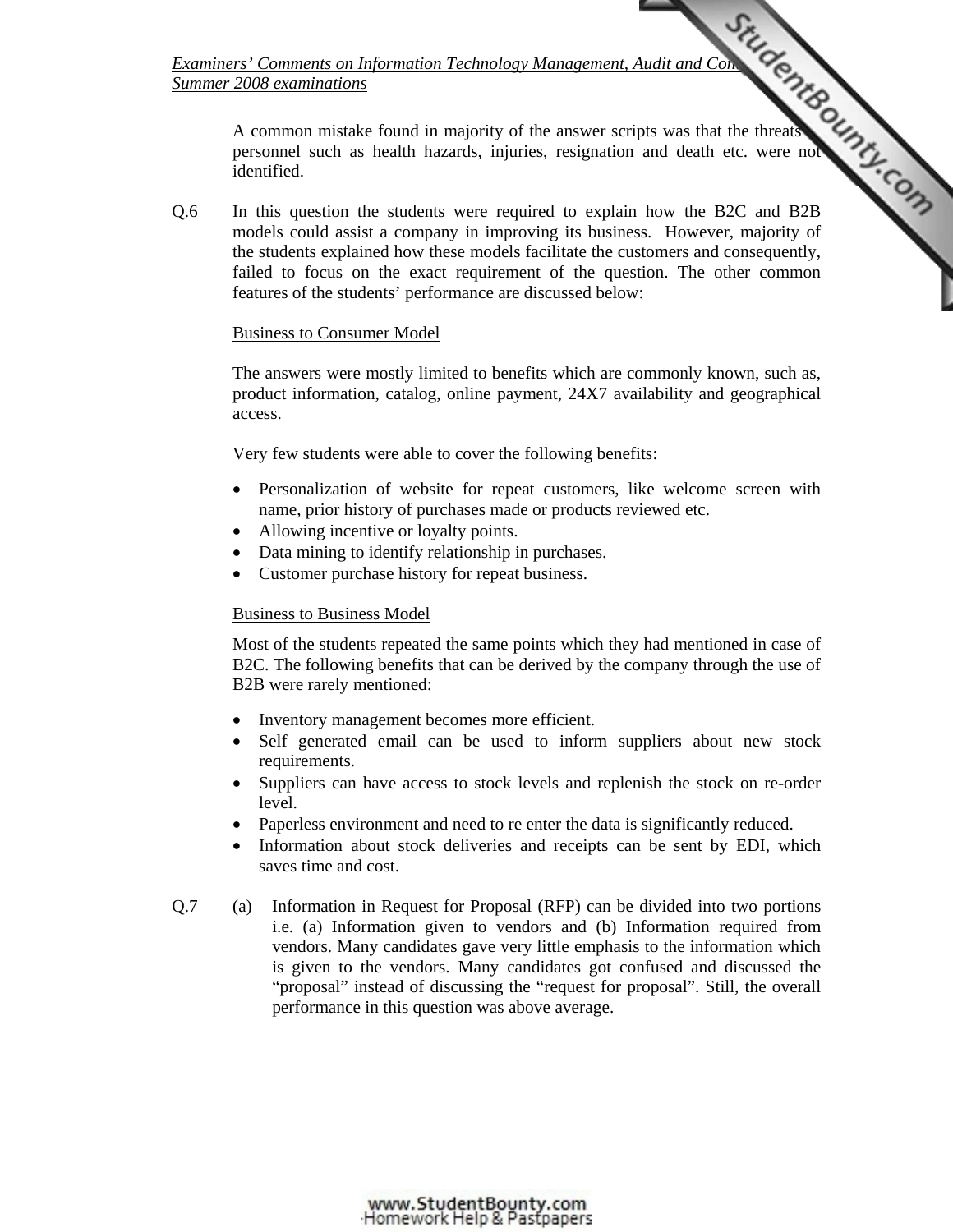A common mistake found in majority of the answer scripts was that the threats to personnel such as health hazards, injuries, resignation and death etc. were not identified.

Q.6 In this question the students were required to explain how the B2C and B2B models could assist a company in improving its business. However, majority of the students explained how these models facilitate the customers and consequently, failed to focus on the exact requirement of the question. The other common features of the students' performance are discussed below:

Business to Consumer Model

The answers were mostly limited to benefits which are commonly known, such as, product information, catalog, online payment, 24X7 availability and geographical access.

Very few students were able to cover the following benefits:

- Personalization of website for repeat customers, like welcome screen with name, prior history of purchases made or products reviewed etc.
- Allowing incentive or loyalty points.
- Data mining to identify relationship in purchases.
- Customer purchase history for repeat business.

Business to Business Model

Most of the students repeated the same points which they had mentioned in case of B2C. The following benefits that can be derived by the company through the use of B2B were rarely mentioned:

- Inventory management becomes more efficient.
- Self generated email can be used to inform suppliers about new stock requirements.
- Suppliers can have access to stock levels and replenish the stock on re-order level.
- Paperless environment and need to re enter the data is significantly reduced.
- Information about stock deliveries and receipts can be sent by EDI, which saves time and cost.

Q.7 (a) Information in Request for Proposal (RFP) can be divided into two portions i.e. (a) Information given to vendors and (b) Information required from vendors. Many candidates gave very little emphasis to the information which is given to the vendors. Many candidates got confused and discussed the "proposal" instead of discussing the "request for proposal". Still, the overall performance in this question was above average.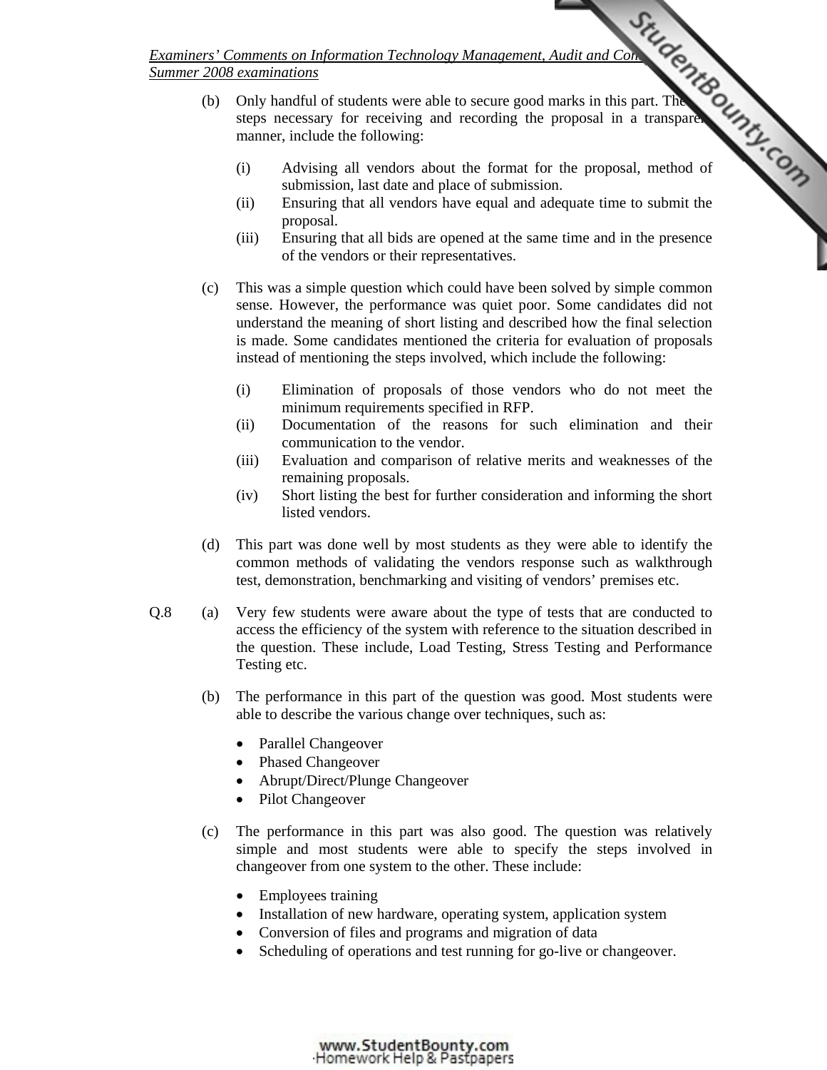(b) Only handful of students were able to secure good marks in this part. The steps necessary for receiving and recording the proposal in a transparent manner, include the following:

(i) Advising all vendors about the format for the proposal, method of submission, last date and place of submission.
(ii) Ensuring that all vendors have equal and adequate time to submit the proposal.
(iii) Ensuring that all bids are opened at the same time and in the presence of the vendors or their representatives.

(c) This was a simple question which could have been solved by simple common sense. However, the performance was quiet poor. Some candidates did not understand the meaning of short listing and described how the final selection is made. Some candidates mentioned the criteria for evaluation of proposals instead of mentioning the steps involved, which include the following:

(i) Elimination of proposals of those vendors who do not meet the minimum requirements specified in RFP.
(ii) Documentation of the reasons for such elimination and their communication to the vendor.
(iii) Evaluation and comparison of relative merits and weaknesses of the remaining proposals.
(iv) Short listing the best for further consideration and informing the short listed vendors.

(d) This part was done well by most students as they were able to identify the common methods of validating the vendors response such as walkthrough test, demonstration, benchmarking and visiting of vendors' premises etc.

Q.8 (a) Very few students were aware about the type of tests that are conducted to access the efficiency of the system with reference to the situation described in the question. These include, Load Testing, Stress Testing and Performance Testing etc.

(b) The performance in this part of the question was good. Most students were able to describe the various change over techniques, such as:

- Parallel Changeover
- Phased Changeover
- Abrupt/Direct/Plunge Changeover
- Pilot Changeover

(c) The performance in this part was also good. The question was relatively simple and most students were able to specify the steps involved in changeover from one system to the other. These include:

- Employees training
- Installation of new hardware, operating system, application system
- Conversion of files and programs and migration of data
- Scheduling of operations and test running for go-live or changeover.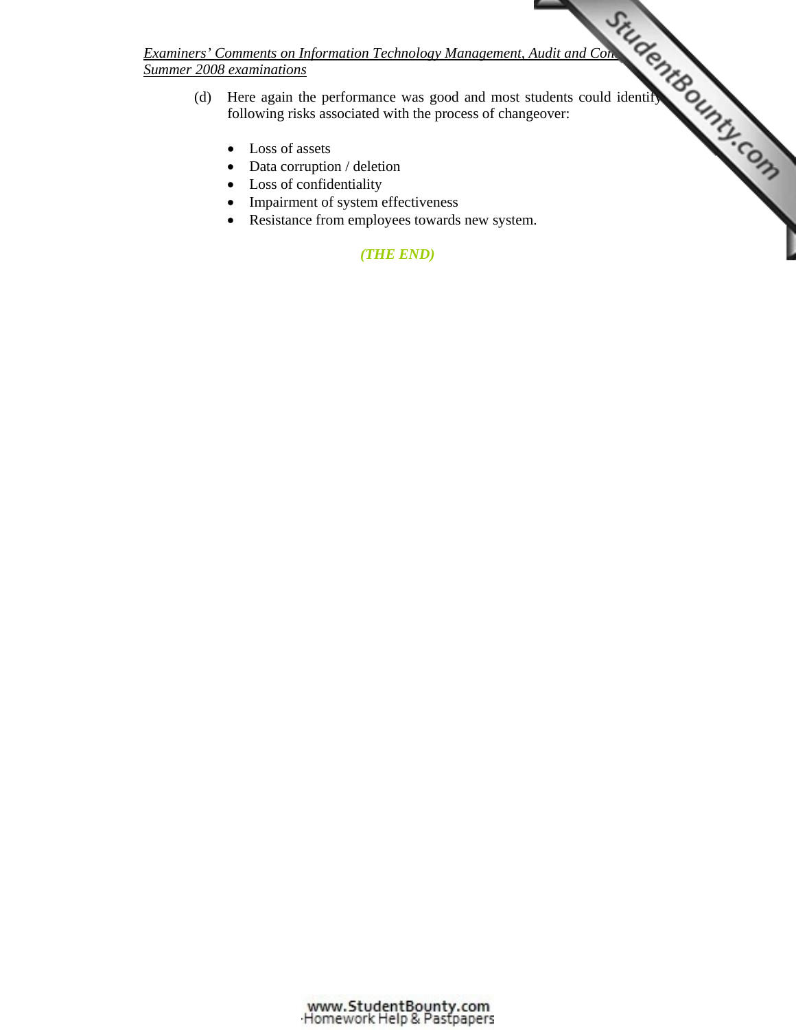(d) Here again the performance was good and most students could identify following risks associated with the process of changeover:

- Loss of assets
- Data corruption / deletion
- Loss of confidentiality
- Impairment of system effectiveness
- Resistance from employees towards new system.

***(THE END)***